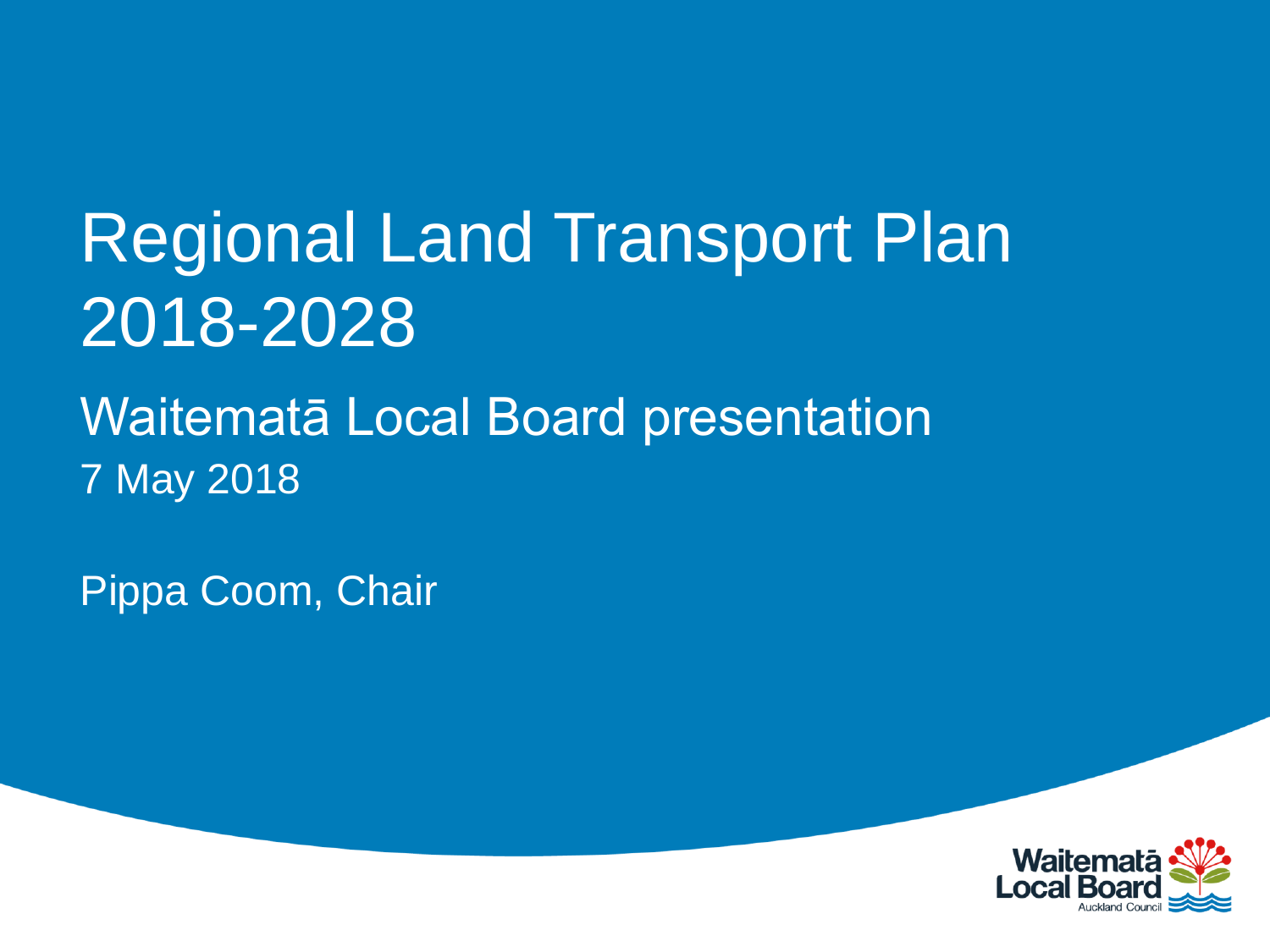# Regional Land Transport Plan 2018-2028

## Waitematā Local Board presentation

7 May 2018

Pippa Coom, Chair

Waitematā Local Board
Auckland Council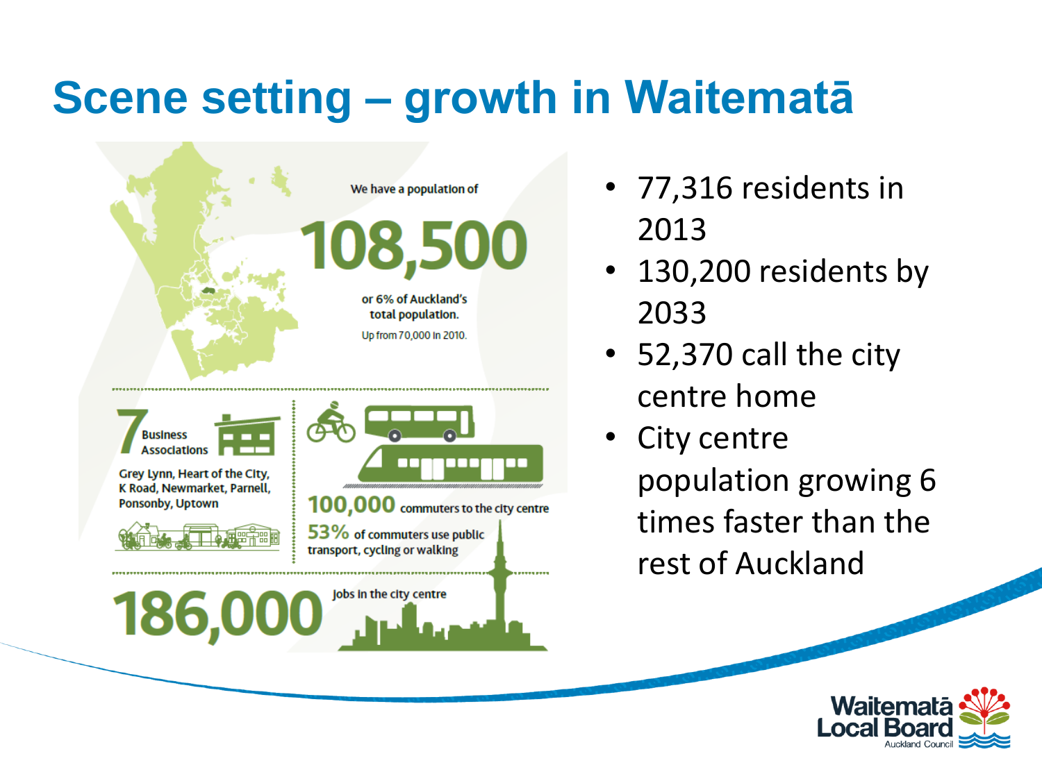# Scene setting – growth in Waitematā

We have a population of

108,500

or 6% of Auckland's total population.

Up from 70,000 in 2010.

7 Business Associations

Grey Lynn, Heart of the City, K Road, Newmarket, Parnell, Ponsonby, Uptown

100,000 commuters to the city centre

53% of commuters use public transport, cycling or walking

186,000 jobs in the city centre

- 77,316 residents in 2013
- 130,200 residents by 2033
- 52,370 call the city centre home
- City centre population growing 6 times faster than the rest of Auckland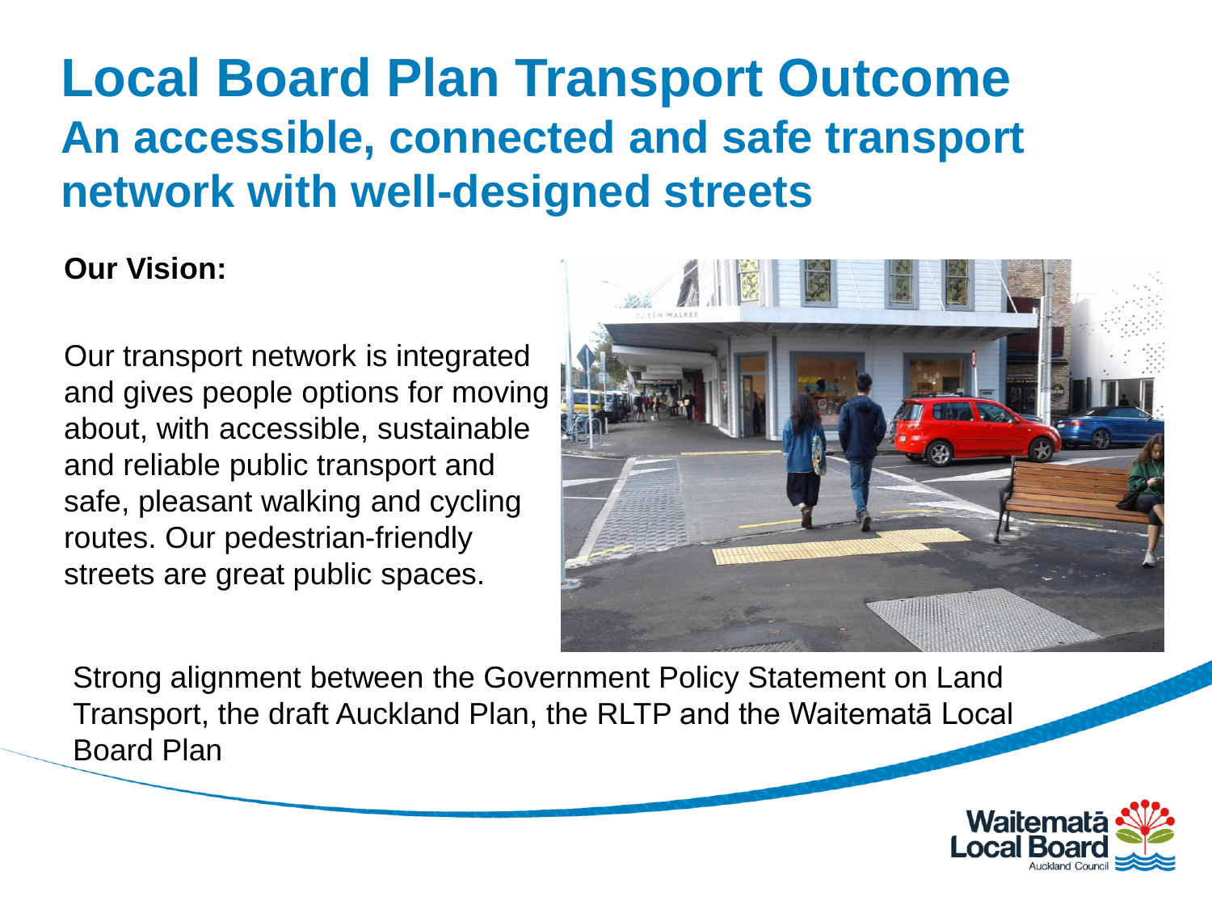# Local Board Plan Transport Outcome

## An accessible, connected and safe transport network with well-designed streets

**Our Vision:**

Our transport network is integrated and gives people options for moving about, with accessible, sustainable and reliable public transport and safe, pleasant walking and cycling routes. Our pedestrian-friendly streets are great public spaces.

Strong alignment between the Government Policy Statement on Land Transport, the draft Auckland Plan, the RLTP and the Waitematā Local Board Plan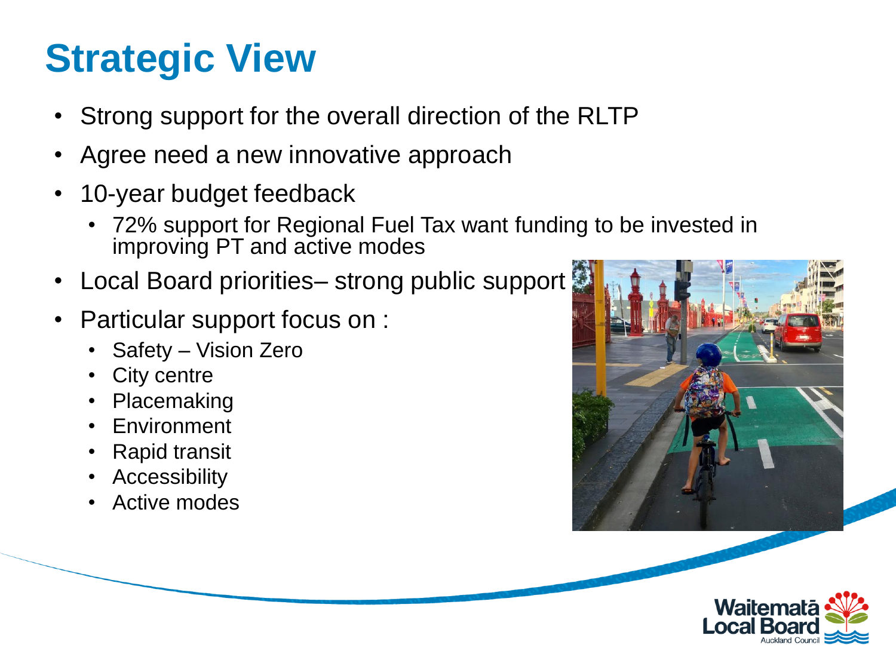# Strategic View

- Strong support for the overall direction of the RLTP
- Agree need a new innovative approach
- 10-year budget feedback
  - 72% support for Regional Fuel Tax want funding to be invested in improving PT and active modes
- Local Board priorities– strong public support
- Particular support focus on :
  - Safety – Vision Zero
  - City centre
  - Placemaking
  - Environment
  - Rapid transit
  - Accessibility
  - Active modes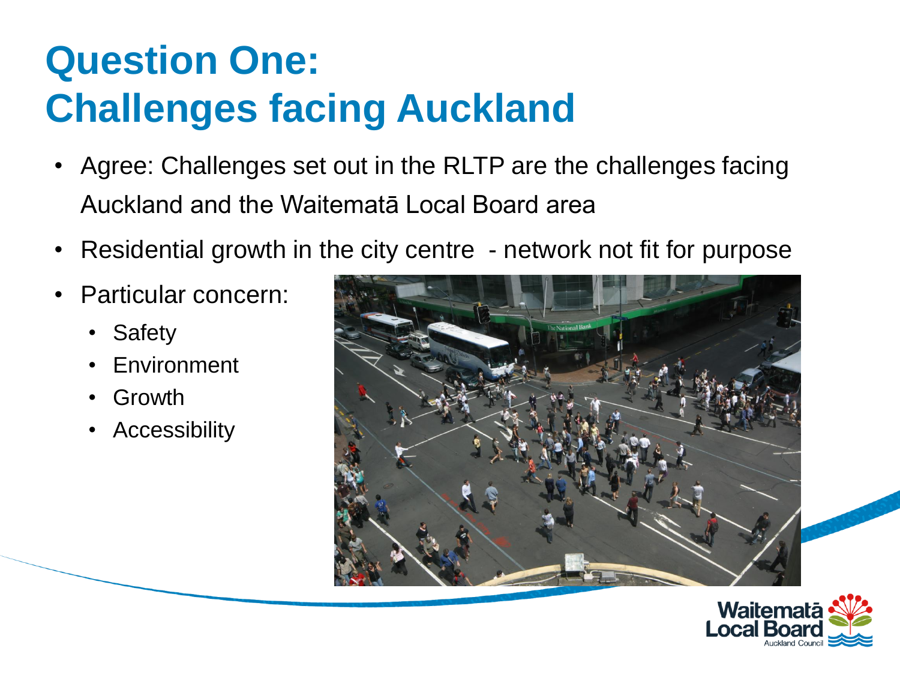# Question One:
# Challenges facing Auckland

- Agree: Challenges set out in the RLTP are the challenges facing Auckland and the Waitematā Local Board area
- Residential growth in the city centre - network not fit for purpose
- Particular concern:
  - Safety
  - Environment
  - Growth
  - Accessibility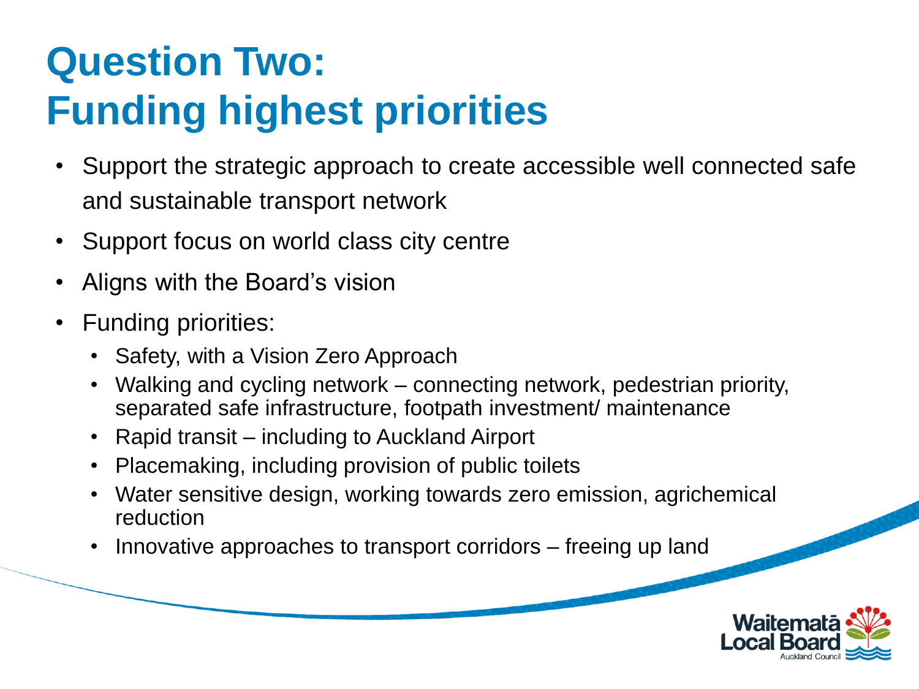# Question Two: Funding highest priorities

- Support the strategic approach to create accessible well connected safe and sustainable transport network
- Support focus on world class city centre
- Aligns with the Board's vision
- Funding priorities:
  - Safety, with a Vision Zero Approach
  - Walking and cycling network – connecting network, pedestrian priority, separated safe infrastructure, footpath investment/ maintenance
  - Rapid transit – including to Auckland Airport
  - Placemaking, including provision of public toilets
  - Water sensitive design, working towards zero emission, agrichemical reduction
  - Innovative approaches to transport corridors – freeing up land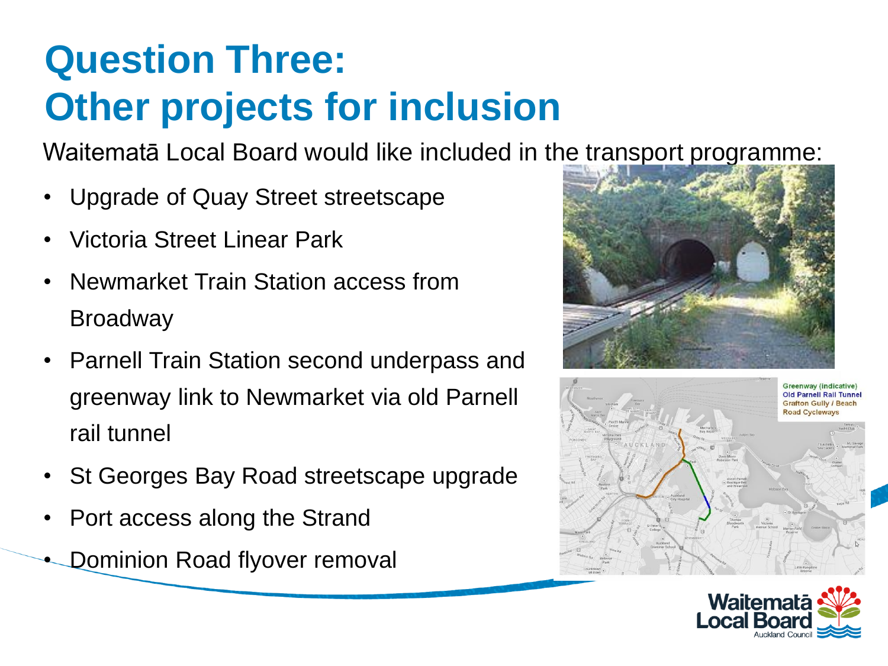# Question Three: Other projects for inclusion

Waitematā Local Board would like included in the transport programme:

- Upgrade of Quay Street streetscape
- Victoria Street Linear Park
- Newmarket Train Station access from Broadway
- Parnell Train Station second underpass and greenway link to Newmarket via old Parnell rail tunnel
- St Georges Bay Road streetscape upgrade
- Port access along the Strand
- Dominion Road flyover removal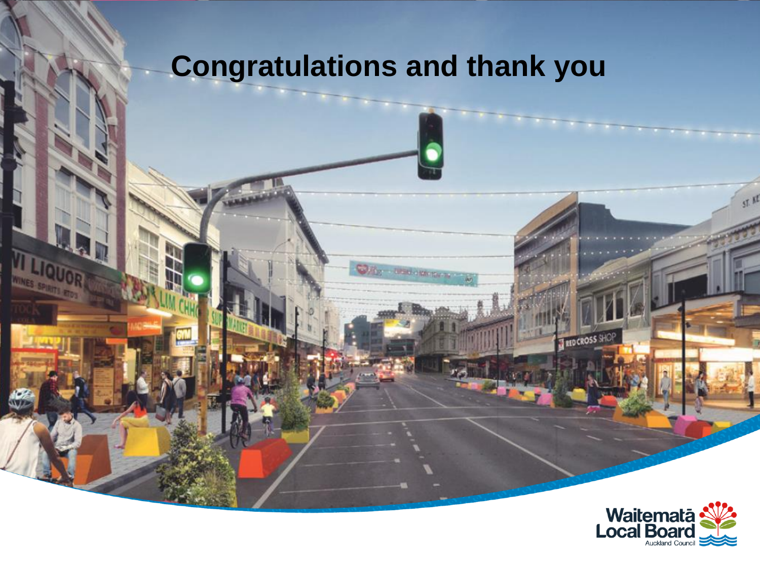# Congratulations and thank you